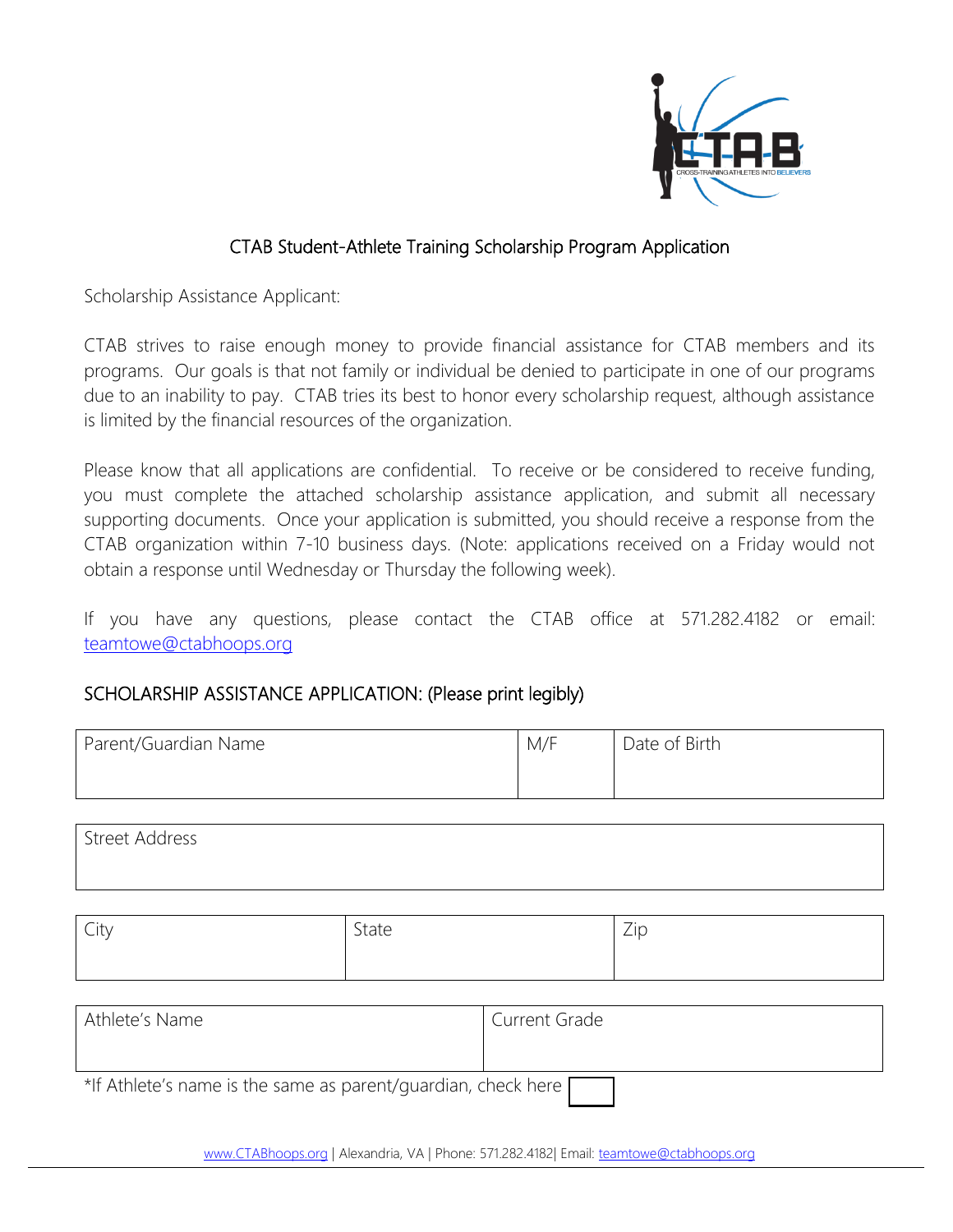# CTAB Student-Athlete Training Scholarship Program Application

Scholarship Assistance Applicant:

CTAB strives to raise enough money to provide financial assistance for CTAB members and its programs. Our goals is that not family or individual be denied to participate in one of our programs due to an inability to pay. CTAB tries its best to honor every scholarship request, although assistance is limited by the financial resources of the organization.

Please know that all applications are confidential. To receive or be considered to receive funding, you must complete the attached scholarship assistance application, and submit all necessary supporting documents. Once your application is submitted, you should receive a response from the CTAB organization within 7-10 business days. (Note: applications received on a Friday would not obtain a response until Wednesday or Thursday the following week).

If you have any questions, please contact the CTAB office at 571.282.4182 or email: teamtowe@ctabhoops.org

## SCHOLARSHIP ASSISTANCE APPLICATION: (Please print legibly)

| Parent/Guardian Name | M/F | Date of Birth |
|---|---|---|
| | | |

| Street Address |
|---|
| |

| City | State | Zip |
|---|---|---|
| | | |

| Athlete's Name | Current Grade |
|---|---|
| | |

*If Athlete's name is the same as parent/guardian, check here ☐

www.CTABhoops.org | Alexandria, VA | Phone: 571.282.4182| Email: teamtowe@ctabhoops.org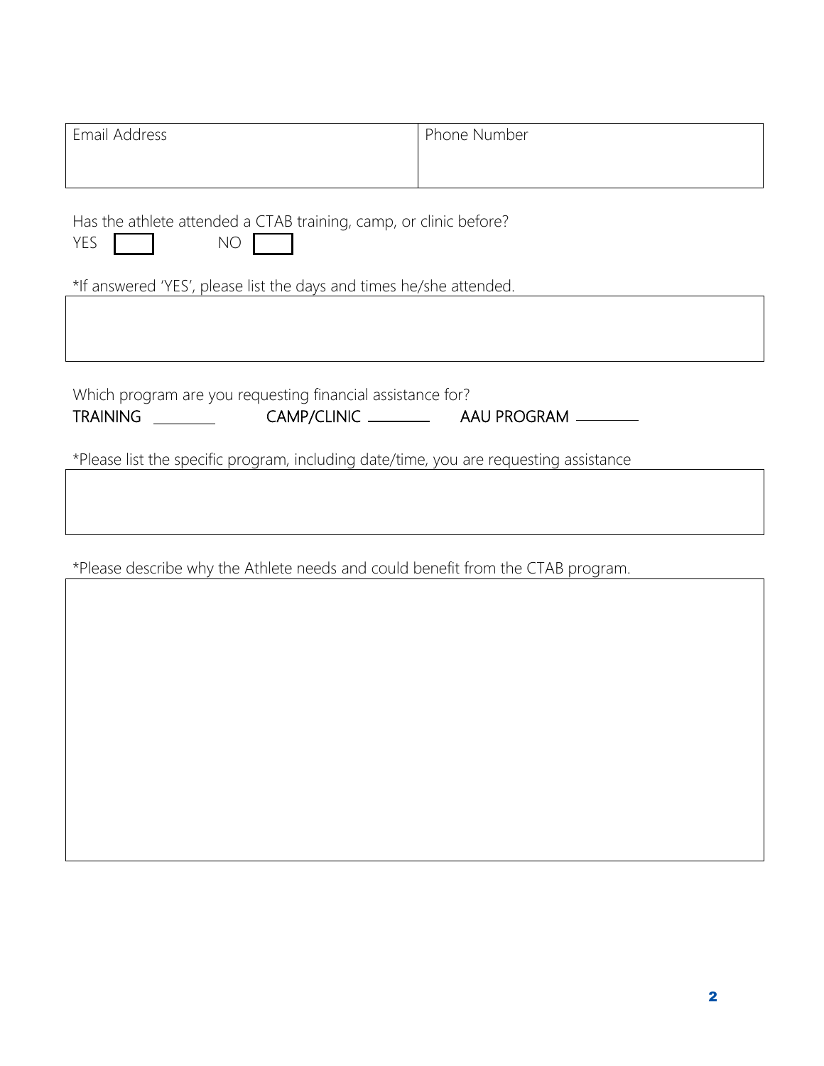| Email Address | Phone Number |
| --- | --- |
| | |

Has the athlete attended a CTAB training, camp, or clinic before?

YES ☐ NO ☐

*If answered 'YES', please list the days and times he/she attended.

| |
| --- |
| |

Which program are you requesting financial assistance for?

TRAINING ________ CAMP/CLINIC ________ AAU PROGRAM ________

*Please list the specific program, including date/time, you are requesting assistance

| |
| --- |
| |

*Please describe why the Athlete needs and could benefit from the CTAB program.

| |
| --- |
| |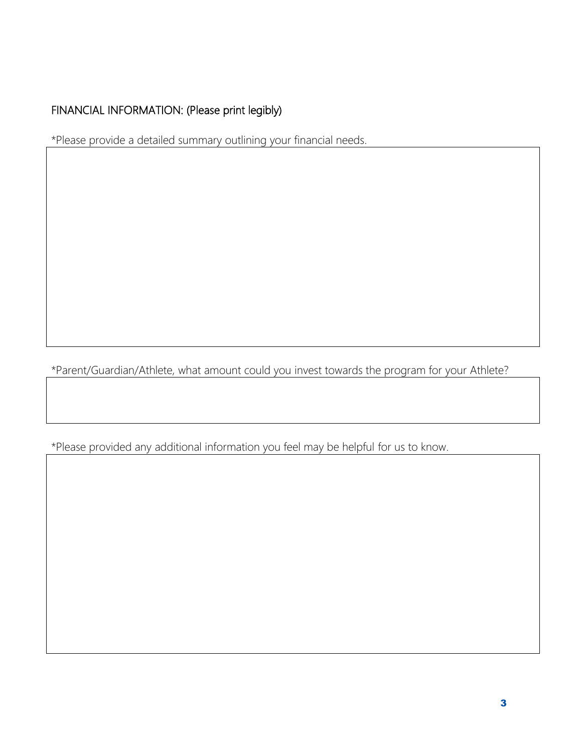## FINANCIAL INFORMATION: (Please print legibly)

*Please provide a detailed summary outlining your financial needs.

*Parent/Guardian/Athlete, what amount could you invest towards the program for your Athlete?

*Please provided any additional information you feel may be helpful for us to know.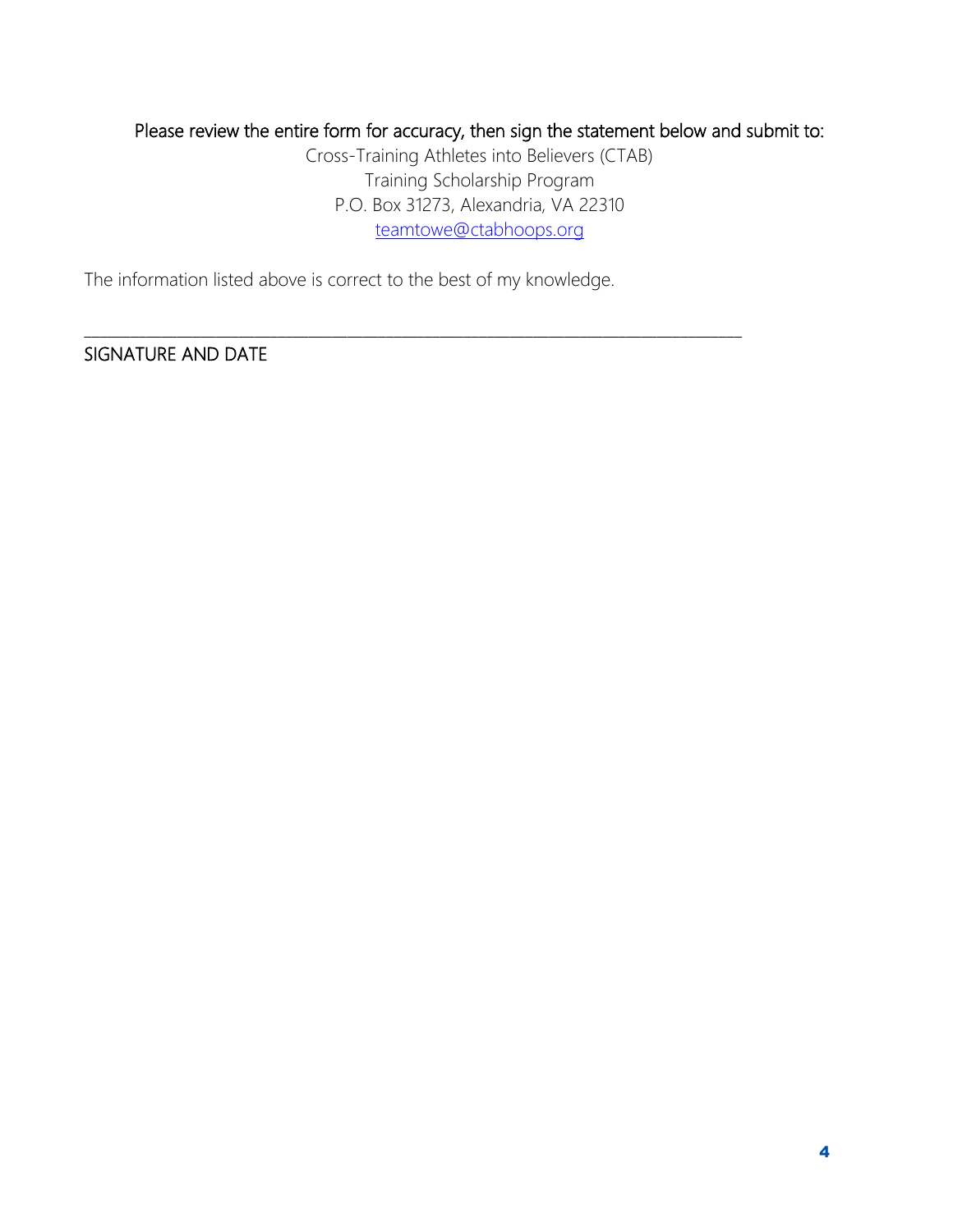Please review the entire form for accuracy, then sign the statement below and submit to:

Cross-Training Athletes into Believers (CTAB)
Training Scholarship Program
P.O. Box 31273, Alexandria, VA 22310
teamtowe@ctabhoops.org

The information listed above is correct to the best of my knowledge.

_______________________________________________________________________________

SIGNATURE AND DATE